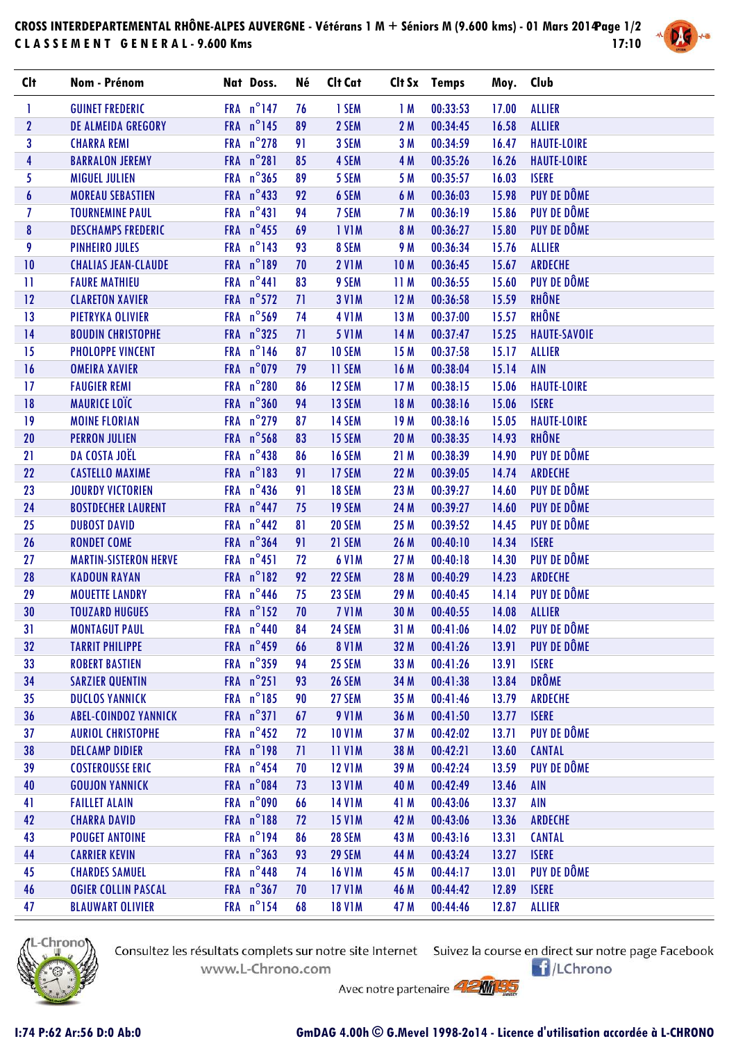# CROSS INTERDEPARTEMENTAL RHÔNE-ALPES AUVERGNE - Vétérans 1 M + Séniors M (9.600 kms) - 01 Mars 2014

## CLASSEMENT GENERAL - 9.600 Kms

17:10

| Clt | Nom - Prénom | Nat | Doss. | Né | Clt Cat | Clt Sx | Temps | Moy. | Club |
|---|---|---|---|---|---|---|---|---|---|
| 1 | GUINET FREDERIC | FRA | n°147 | 76 | 1 SEM | 1 M | 00:33:53 | 17.00 | ALLIER |
| 2 | DE ALMEIDA GREGORY | FRA | n°145 | 89 | 2 SEM | 2 M | 00:34:45 | 16.58 | ALLIER |
| 3 | CHARRA REMI | FRA | n°278 | 91 | 3 SEM | 3 M | 00:34:59 | 16.47 | HAUTE-LOIRE |
| 4 | BARRALON JEREMY | FRA | n°281 | 85 | 4 SEM | 4 M | 00:35:26 | 16.26 | HAUTE-LOIRE |
| 5 | MIGUEL JULIEN | FRA | n°365 | 89 | 5 SEM | 5 M | 00:35:57 | 16.03 | ISERE |
| 6 | MOREAU SEBASTIEN | FRA | n°433 | 92 | 6 SEM | 6 M | 00:36:03 | 15.98 | PUY DE DÔME |
| 7 | TOURNEMINE PAUL | FRA | n°431 | 94 | 7 SEM | 7 M | 00:36:19 | 15.86 | PUY DE DÔME |
| 8 | DESCHAMPS FREDERIC | FRA | n°455 | 69 | 1 V1M | 8 M | 00:36:27 | 15.80 | PUY DE DÔME |
| 9 | PINHEIRO JULES | FRA | n°143 | 93 | 8 SEM | 9 M | 00:36:34 | 15.76 | ALLIER |
| 10 | CHALIAS JEAN-CLAUDE | FRA | n°189 | 70 | 2 V1M | 10 M | 00:36:45 | 15.67 | ARDECHE |
| 11 | FAURE MATHIEU | FRA | n°441 | 83 | 9 SEM | 11 M | 00:36:55 | 15.60 | PUY DE DÔME |
| 12 | CLARETON XAVIER | FRA | n°572 | 71 | 3 V1M | 12 M | 00:36:58 | 15.59 | RHÔNE |
| 13 | PIETRYKA OLIVIER | FRA | n°569 | 74 | 4 V1M | 13 M | 00:37:00 | 15.57 | RHÔNE |
| 14 | BOUDIN CHRISTOPHE | FRA | n°325 | 71 | 5 V1M | 14 M | 00:37:47 | 15.25 | HAUTE-SAVOIE |
| 15 | PHOLOPPE VINCENT | FRA | n°146 | 87 | 10 SEM | 15 M | 00:37:58 | 15.17 | ALLIER |
| 16 | OMEIRA XAVIER | FRA | n°079 | 79 | 11 SEM | 16 M | 00:38:04 | 15.14 | AIN |
| 17 | FAUGIER REMI | FRA | n°280 | 86 | 12 SEM | 17 M | 00:38:15 | 15.06 | HAUTE-LOIRE |
| 18 | MAURICE LOÏC | FRA | n°360 | 94 | 13 SEM | 18 M | 00:38:16 | 15.06 | ISERE |
| 19 | MOINE FLORIAN | FRA | n°279 | 87 | 14 SEM | 19 M | 00:38:16 | 15.05 | HAUTE-LOIRE |
| 20 | PERRON JULIEN | FRA | n°568 | 83 | 15 SEM | 20 M | 00:38:35 | 14.93 | RHÔNE |
| 21 | DA COSTA JOËL | FRA | n°438 | 86 | 16 SEM | 21 M | 00:38:39 | 14.90 | PUY DE DÔME |
| 22 | CASTELLO MAXIME | FRA | n°183 | 91 | 17 SEM | 22 M | 00:39:05 | 14.74 | ARDECHE |
| 23 | JOURDY VICTORIEN | FRA | n°436 | 91 | 18 SEM | 23 M | 00:39:27 | 14.60 | PUY DE DÔME |
| 24 | BOSTDECHER LAURENT | FRA | n°447 | 75 | 19 SEM | 24 M | 00:39:27 | 14.60 | PUY DE DÔME |
| 25 | DUBOST DAVID | FRA | n°442 | 81 | 20 SEM | 25 M | 00:39:52 | 14.45 | PUY DE DÔME |
| 26 | RONDET COME | FRA | n°364 | 91 | 21 SEM | 26 M | 00:40:10 | 14.34 | ISERE |
| 27 | MARTIN-SISTERON HERVE | FRA | n°451 | 72 | 6 V1M | 27 M | 00:40:18 | 14.30 | PUY DE DÔME |
| 28 | KADOUN RAYAN | FRA | n°182 | 92 | 22 SEM | 28 M | 00:40:29 | 14.23 | ARDECHE |
| 29 | MOUETTE LANDRY | FRA | n°446 | 75 | 23 SEM | 29 M | 00:40:45 | 14.14 | PUY DE DÔME |
| 30 | TOUZARD HUGUES | FRA | n°152 | 70 | 7 V1M | 30 M | 00:40:55 | 14.08 | ALLIER |
| 31 | MONTAGUT PAUL | FRA | n°440 | 84 | 24 SEM | 31 M | 00:41:06 | 14.02 | PUY DE DÔME |
| 32 | TARRIT PHILIPPE | FRA | n°459 | 66 | 8 V1M | 32 M | 00:41:26 | 13.91 | PUY DE DÔME |
| 33 | ROBERT BASTIEN | FRA | n°359 | 94 | 25 SEM | 33 M | 00:41:26 | 13.91 | ISERE |
| 34 | SARZIER QUENTIN | FRA | n°251 | 93 | 26 SEM | 34 M | 00:41:38 | 13.84 | DRÔME |
| 35 | DUCLOS YANNICK | FRA | n°185 | 90 | 27 SEM | 35 M | 00:41:46 | 13.79 | ARDECHE |
| 36 | ABEL-COINDOZ YANNICK | FRA | n°371 | 67 | 9 V1M | 36 M | 00:41:50 | 13.77 | ISERE |
| 37 | AURIOL CHRISTOPHE | FRA | n°452 | 72 | 10 V1M | 37 M | 00:42:02 | 13.71 | PUY DE DÔME |
| 38 | DELCAMP DIDIER | FRA | n°198 | 71 | 11 V1M | 38 M | 00:42:21 | 13.60 | CANTAL |
| 39 | COSTEROUSSE ERIC | FRA | n°454 | 70 | 12 V1M | 39 M | 00:42:24 | 13.59 | PUY DE DÔME |
| 40 | GOUJON YANNICK | FRA | n°084 | 73 | 13 V1M | 40 M | 00:42:49 | 13.46 | AIN |
| 41 | FAILLET ALAIN | FRA | n°090 | 66 | 14 V1M | 41 M | 00:43:06 | 13.37 | AIN |
| 42 | CHARRA DAVID | FRA | n°188 | 72 | 15 V1M | 42 M | 00:43:06 | 13.36 | ARDECHE |
| 43 | POUGET ANTOINE | FRA | n°194 | 86 | 28 SEM | 43 M | 00:43:16 | 13.31 | CANTAL |
| 44 | CARRIER KEVIN | FRA | n°363 | 93 | 29 SEM | 44 M | 00:43:24 | 13.27 | ISERE |
| 45 | CHARDES SAMUEL | FRA | n°448 | 74 | 16 V1M | 45 M | 00:44:17 | 13.01 | PUY DE DÔME |
| 46 | OGIER COLLIN PASCAL | FRA | n°367 | 70 | 17 V1M | 46 M | 00:44:42 | 12.89 | ISERE |
| 47 | BLAUWART OLIVIER | FRA | n°154 | 68 | 18 V1M | 47 M | 00:44:46 | 12.87 | ALLIER |

Consultez les résultats complets sur notre site Internet www.L-Chrono.com

Suivez la course en direct sur notre page Facebook /LChrono

Avec notre partenaire 42KM195

I:74 P:62 Ar:56 D:0 Ab:0

GmDAG 4.00h © G.Mevel 1998-2014 - Licence d'utilisation accordée à L-CHRONO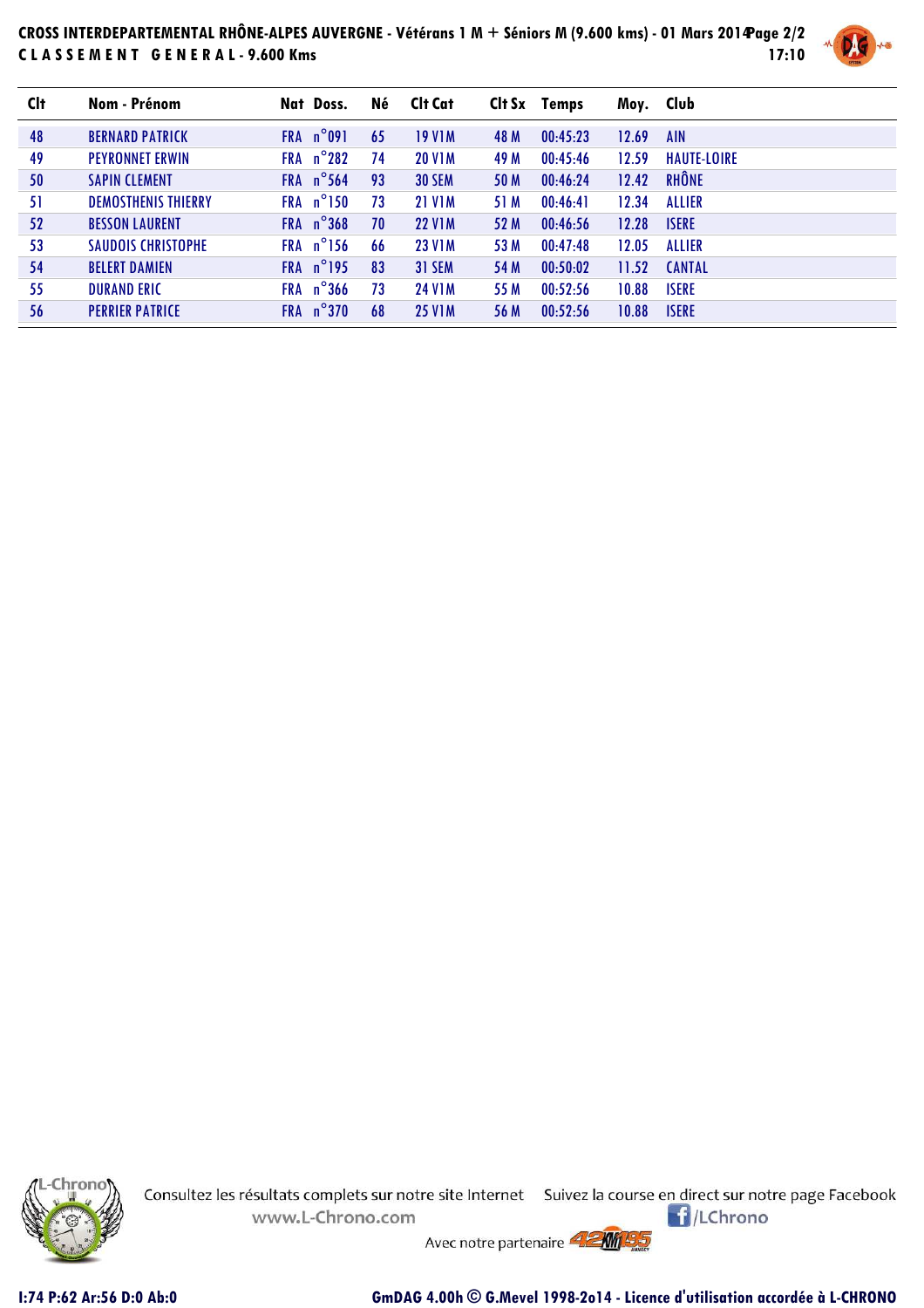**CROSS INTERDEPARTEMENTAL RHÔNE-ALPES AUVERGNE - Vétérans 1 M + Séniors M (9.600 kms) - 01 Mars 2014**

**CLASSEMENT GENERAL - 9.600 Kms**

17:10

| Clt | Nom - Prénom | Nat | Doss. | Né | Clt Cat | Clt Sx | Temps | Moy. | Club |
|---|---|---|---|---|---|---|---|---|---|
| 48 | BERNARD PATRICK | FRA | n°091 | 65 | 19 V1M | 48 M | 00:45:23 | 12.69 | AIN |
| 49 | PEYRONNET ERWIN | FRA | n°282 | 74 | 20 V1M | 49 M | 00:45:46 | 12.59 | HAUTE-LOIRE |
| 50 | SAPIN CLEMENT | FRA | n°564 | 93 | 30 SEM | 50 M | 00:46:24 | 12.42 | RHÔNE |
| 51 | DEMOSTHENIS THIERRY | FRA | n°150 | 73 | 21 V1M | 51 M | 00:46:41 | 12.34 | ALLIER |
| 52 | BESSON LAURENT | FRA | n°368 | 70 | 22 V1M | 52 M | 00:46:56 | 12.28 | ISERE |
| 53 | SAUDOIS CHRISTOPHE | FRA | n°156 | 66 | 23 V1M | 53 M | 00:47:48 | 12.05 | ALLIER |
| 54 | BELERT DAMIEN | FRA | n°195 | 83 | 31 SEM | 54 M | 00:50:02 | 11.52 | CANTAL |
| 55 | DURAND ERIC | FRA | n°366 | 73 | 24 V1M | 55 M | 00:52:56 | 10.88 | ISERE |
| 56 | PERRIER PATRICE | FRA | n°370 | 68 | 25 V1M | 56 M | 00:52:56 | 10.88 | ISERE |

Consultez les résultats complets sur notre site Internet www.L-Chrono.com

Suivez la course en direct sur notre page Facebook /LChrono

Avec notre partenaire

I:74 P:62 Ar:56 D:0 Ab:0

GmDAG 4.00h © G.Mevel 1998-2014 - Licence d'utilisation accordée à L-CHRONO